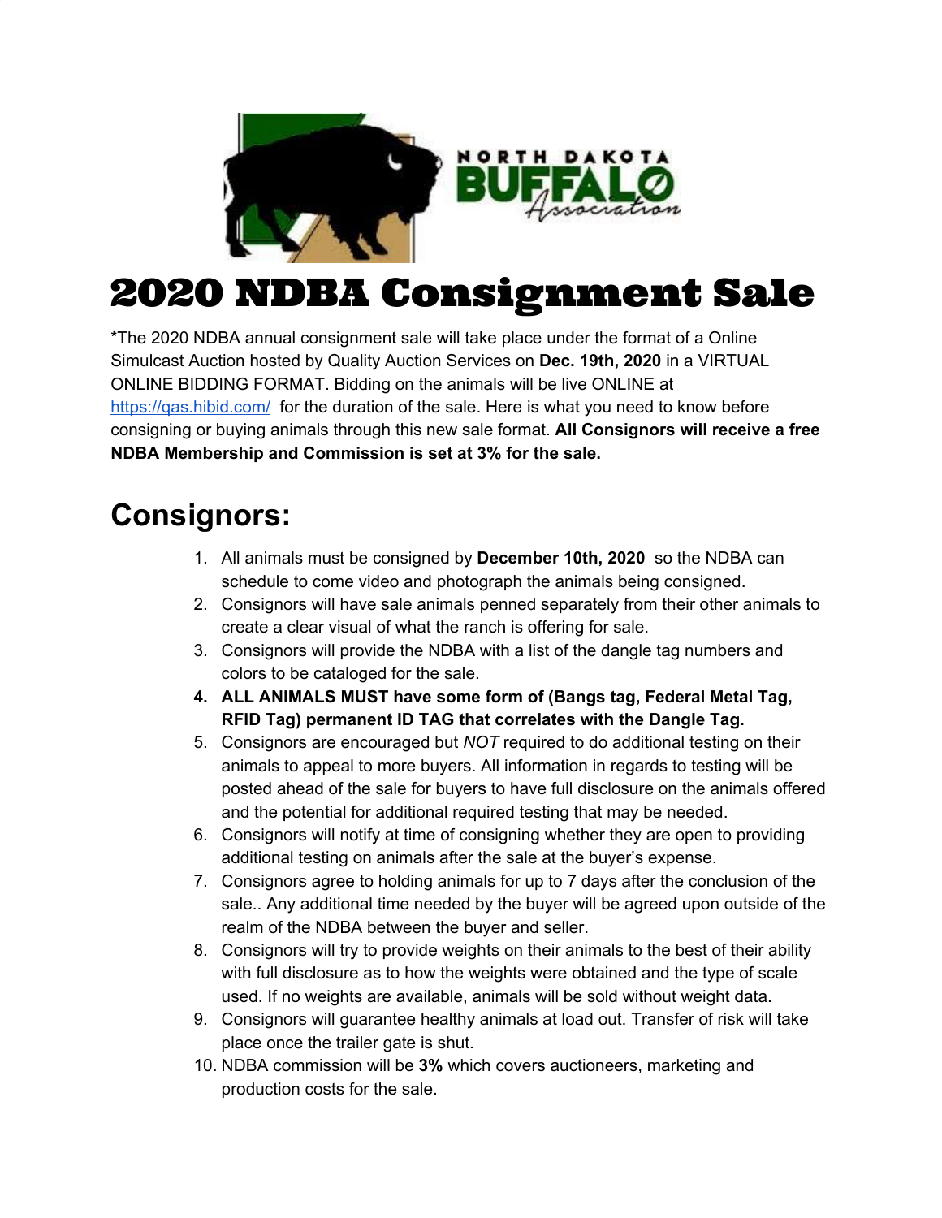# 2020 NDBA Consignment Sale

*The 2020 NDBA annual consignment sale will take place under the format of a Online Simulcast Auction hosted by Quality Auction Services on **Dec. 19th, 2020** in a VIRTUAL ONLINE BIDDING FORMAT. Bidding on the animals will be live ONLINE at [https://qas.hibid.com/](https://qas.hibid.com/) for the duration of the sale. Here is what you need to know before consigning or buying animals through this new sale format. **All Consignors will receive a free NDBA Membership and Commission is set at 3% for the sale.**

## Consignors:

1. All animals must be consigned by **December 10th, 2020** so the NDBA can schedule to come video and photograph the animals being consigned.
2. Consignors will have sale animals penned separately from their other animals to create a clear visual of what the ranch is offering for sale.
3. Consignors will provide the NDBA with a list of the dangle tag numbers and colors to be cataloged for the sale.
4. **ALL ANIMALS MUST have some form of (Bangs tag, Federal Metal Tag, RFID Tag) permanent ID TAG that correlates with the Dangle Tag.**
5. Consignors are encouraged but *NOT* required to do additional testing on their animals to appeal to more buyers. All information in regards to testing will be posted ahead of the sale for buyers to have full disclosure on the animals offered and the potential for additional required testing that may be needed.
6. Consignors will notify at time of consigning whether they are open to providing additional testing on animals after the sale at the buyer's expense.
7. Consignors agree to holding animals for up to 7 days after the conclusion of the sale.. Any additional time needed by the buyer will be agreed upon outside of the realm of the NDBA between the buyer and seller.
8. Consignors will try to provide weights on their animals to the best of their ability with full disclosure as to how the weights were obtained and the type of scale used. If no weights are available, animals will be sold without weight data.
9. Consignors will guarantee healthy animals at load out. Transfer of risk will take place once the trailer gate is shut.
10. NDBA commission will be **3%** which covers auctioneers, marketing and production costs for the sale.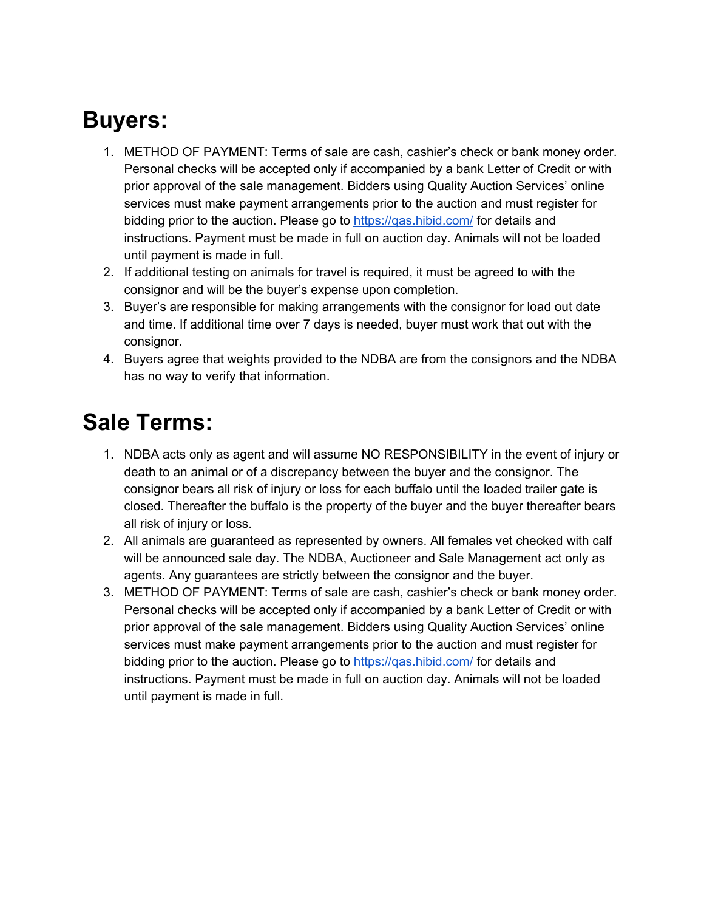# Buyers:

1. METHOD OF PAYMENT: Terms of sale are cash, cashier's check or bank money order. Personal checks will be accepted only if accompanied by a bank Letter of Credit or with prior approval of the sale management. Bidders using Quality Auction Services' online services must make payment arrangements prior to the auction and must register for bidding prior to the auction. Please go to [https://qas.hibid.com/](https://qas.hibid.com/) for details and instructions. Payment must be made in full on auction day. Animals will not be loaded until payment is made in full.
2. If additional testing on animals for travel is required, it must be agreed to with the consignor and will be the buyer's expense upon completion.
3. Buyer's are responsible for making arrangements with the consignor for load out date and time. If additional time over 7 days is needed, buyer must work that out with the consignor.
4. Buyers agree that weights provided to the NDBA are from the consignors and the NDBA has no way to verify that information.

# Sale Terms:

1. NDBA acts only as agent and will assume NO RESPONSIBILITY in the event of injury or death to an animal or of a discrepancy between the buyer and the consignor. The consignor bears all risk of injury or loss for each buffalo until the loaded trailer gate is closed. Thereafter the buffalo is the property of the buyer and the buyer thereafter bears all risk of injury or loss.
2. All animals are guaranteed as represented by owners. All females vet checked with calf will be announced sale day. The NDBA, Auctioneer and Sale Management act only as agents. Any guarantees are strictly between the consignor and the buyer.
3. METHOD OF PAYMENT: Terms of sale are cash, cashier's check or bank money order. Personal checks will be accepted only if accompanied by a bank Letter of Credit or with prior approval of the sale management. Bidders using Quality Auction Services' online services must make payment arrangements prior to the auction and must register for bidding prior to the auction. Please go to [https://qas.hibid.com/](https://qas.hibid.com/) for details and instructions. Payment must be made in full on auction day. Animals will not be loaded until payment is made in full.